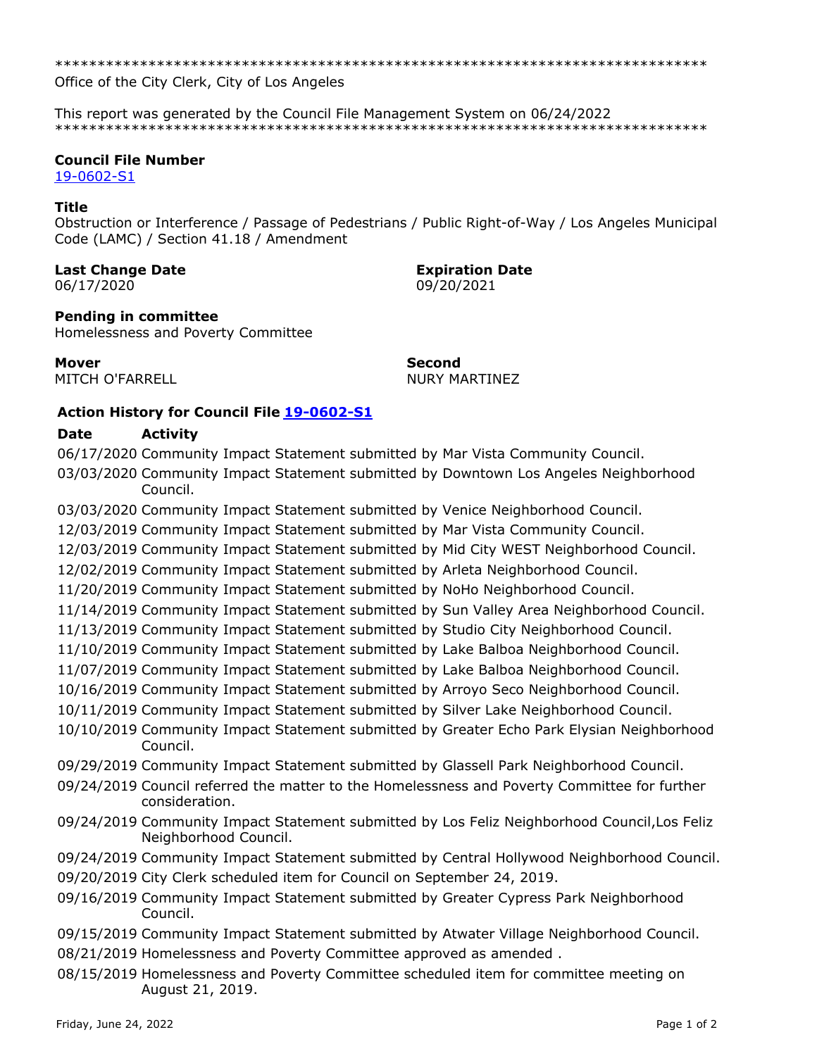********************************************************************************
Office of the City Clerk, City of Los Angeles

This report was generated by the Council File Management System on 06/24/2022
********************************************************************************

**Council File Number**
19-0602-S1

**Title**
Obstruction or Interference / Passage of Pedestrians / Public Right-of-Way / Los Angeles Municipal Code (LAMC) / Section 41.18 / Amendment

**Last Change Date**
06/17/2020

**Expiration Date**
09/20/2021

**Pending in committee**
Homelessness and Poverty Committee

**Mover**
MITCH O'FARRELL

**Second**
NURY MARTINEZ

## Action History for Council File 19-0602-S1

| Date | Activity |
|---|---|
| 06/17/2020 | Community Impact Statement submitted by Mar Vista Community Council. |
| 03/03/2020 | Community Impact Statement submitted by Downtown Los Angeles Neighborhood Council. |
| 03/03/2020 | Community Impact Statement submitted by Venice Neighborhood Council. |
| 12/03/2019 | Community Impact Statement submitted by Mar Vista Community Council. |
| 12/03/2019 | Community Impact Statement submitted by Mid City WEST Neighborhood Council. |
| 12/02/2019 | Community Impact Statement submitted by Arleta Neighborhood Council. |
| 11/20/2019 | Community Impact Statement submitted by NoHo Neighborhood Council. |
| 11/14/2019 | Community Impact Statement submitted by Sun Valley Area Neighborhood Council. |
| 11/13/2019 | Community Impact Statement submitted by Studio City Neighborhood Council. |
| 11/10/2019 | Community Impact Statement submitted by Lake Balboa Neighborhood Council. |
| 11/07/2019 | Community Impact Statement submitted by Lake Balboa Neighborhood Council. |
| 10/16/2019 | Community Impact Statement submitted by Arroyo Seco Neighborhood Council. |
| 10/11/2019 | Community Impact Statement submitted by Silver Lake Neighborhood Council. |
| 10/10/2019 | Community Impact Statement submitted by Greater Echo Park Elysian Neighborhood Council. |
| 09/29/2019 | Community Impact Statement submitted by Glassell Park Neighborhood Council. |
| 09/24/2019 | Council referred the matter to the Homelessness and Poverty Committee for further consideration. |
| 09/24/2019 | Community Impact Statement submitted by Los Feliz Neighborhood Council,Los Feliz Neighborhood Council. |
| 09/24/2019 | Community Impact Statement submitted by Central Hollywood Neighborhood Council. |
| 09/20/2019 | City Clerk scheduled item for Council on September 24, 2019. |
| 09/16/2019 | Community Impact Statement submitted by Greater Cypress Park Neighborhood Council. |
| 09/15/2019 | Community Impact Statement submitted by Atwater Village Neighborhood Council. |
| 08/21/2019 | Homelessness and Poverty Committee approved as amended . |
| 08/15/2019 | Homelessness and Poverty Committee scheduled item for committee meeting on August 21, 2019. |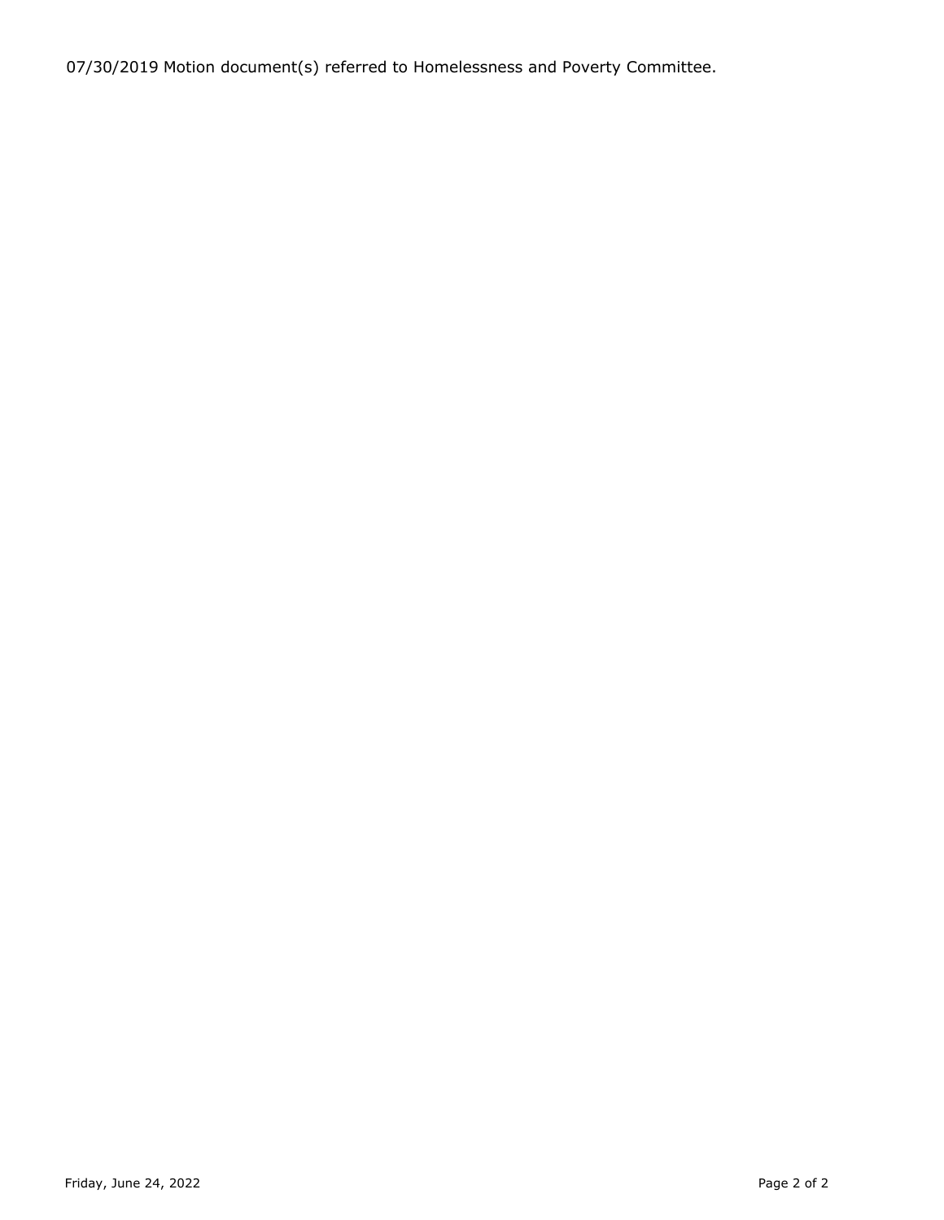07/30/2019 Motion document(s) referred to Homelessness and Poverty Committee.